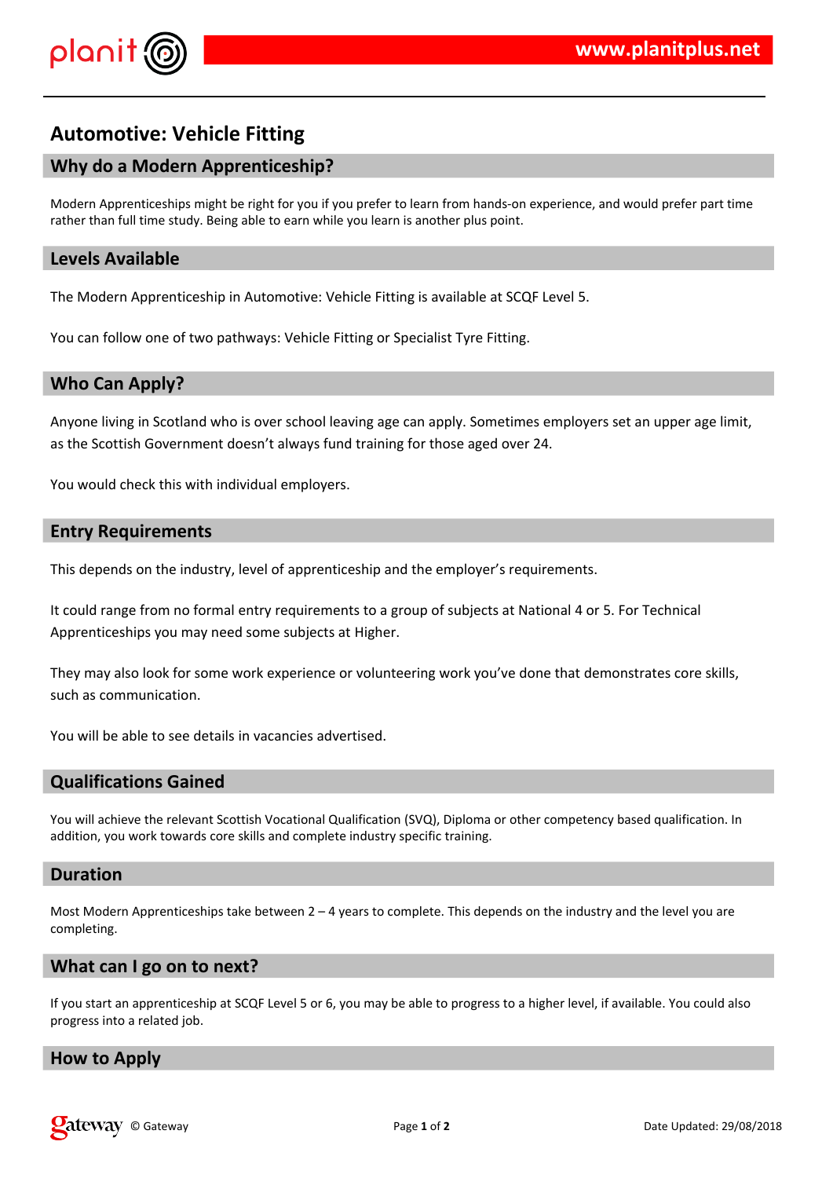# Automotive: Vehicle Fitting

## Why do a Modern Apprenticeship?

Modern Apprenticeships might be right for you if you prefer to learn from hands-on experience, and would prefer part time rather than full time study. Being able to earn while you learn is another plus point.

## Levels Available

The Modern Apprenticeship in Automotive: Vehicle Fitting is available at SCQF Level 5.

You can follow one of two pathways: Vehicle Fitting or Specialist Tyre Fitting.

## Who Can Apply?

Anyone living in Scotland who is over school leaving age can apply. Sometimes employers set an upper age limit, as the Scottish Government doesn't always fund training for those aged over 24.

You would check this with individual employers.

## Entry Requirements

This depends on the industry, level of apprenticeship and the employer's requirements.

It could range from no formal entry requirements to a group of subjects at National 4 or 5. For Technical Apprenticeships you may need some subjects at Higher.

They may also look for some work experience or volunteering work you've done that demonstrates core skills, such as communication.

You will be able to see details in vacancies advertised.

## Qualifications Gained

You will achieve the relevant Scottish Vocational Qualification (SVQ), Diploma or other competency based qualification. In addition, you work towards core skills and complete industry specific training.

## Duration

Most Modern Apprenticeships take between 2 – 4 years to complete. This depends on the industry and the level you are completing.

## What can I go on to next?

If you start an apprenticeship at SCQF Level 5 or 6, you may be able to progress to a higher level, if available. You could also progress into a related job.

## How to Apply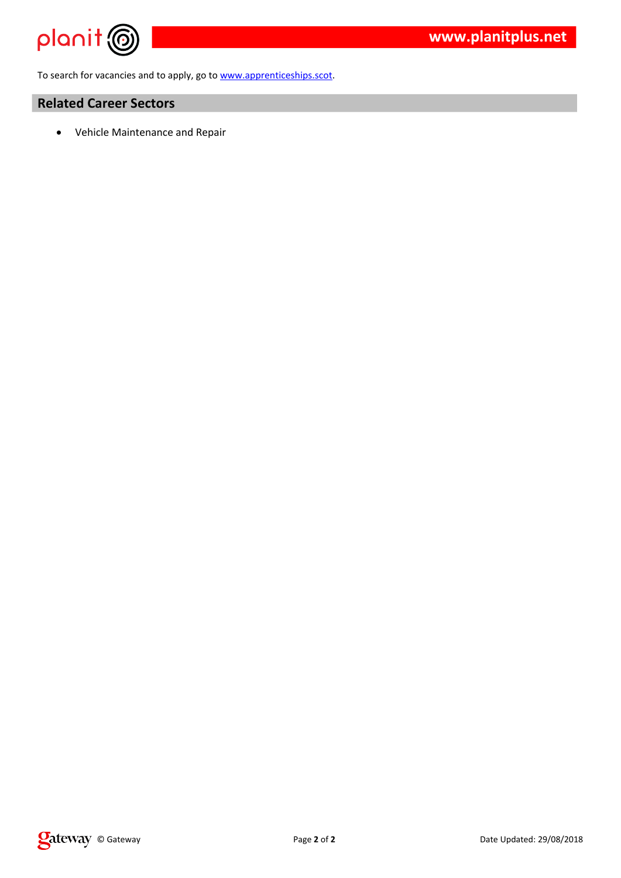To search for vacancies and to apply, go to www.apprenticeships.scot.

## Related Career Sectors

- Vehicle Maintenance and Repair